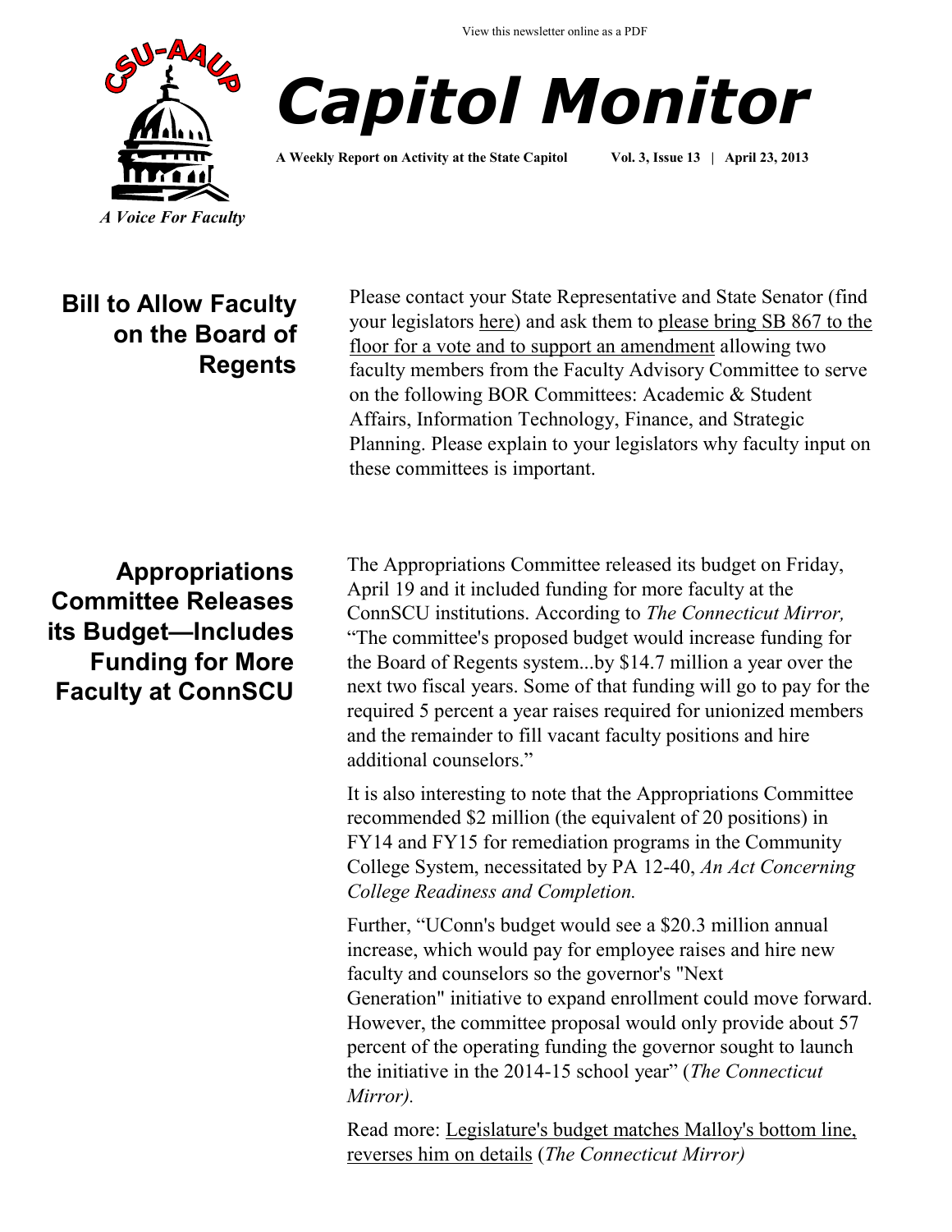View this newsletter online as a PDF

# Capitol Monitor

**A Weekly Report on Activity at the State Capitol** **Vol. 3, Issue 13 | April 23, 2013**

*A Voice For Faculty*

## Bill to Allow Faculty on the Board of Regents

Please contact your State Representative and State Senator (find your legislators here) and ask them to please bring SB 867 to the floor for a vote and to support an amendment allowing two faculty members from the Faculty Advisory Committee to serve on the following BOR Committees: Academic & Student Affairs, Information Technology, Finance, and Strategic Planning. Please explain to your legislators why faculty input on these committees is important.

## Appropriations Committee Releases its Budget—Includes Funding for More Faculty at ConnSCU

The Appropriations Committee released its budget on Friday, April 19 and it included funding for more faculty at the ConnSCU institutions. According to *The Connecticut Mirror,* "The committee's proposed budget would increase funding for the Board of Regents system...by $14.7 million a year over the next two fiscal years. Some of that funding will go to pay for the required 5 percent a year raises required for unionized members and the remainder to fill vacant faculty positions and hire additional counselors."

It is also interesting to note that the Appropriations Committee recommended $2 million (the equivalent of 20 positions) in FY14 and FY15 for remediation programs in the Community College System, necessitated by PA 12-40, *An Act Concerning College Readiness and Completion.*

Further, "UConn's budget would see a $20.3 million annual increase, which would pay for employee raises and hire new faculty and counselors so the governor's "Next Generation" initiative to expand enrollment could move forward. However, the committee proposal would only provide about 57 percent of the operating funding the governor sought to launch the initiative in the 2014-15 school year" (*The Connecticut Mirror).*

Read more: Legislature's budget matches Malloy's bottom line, reverses him on details (*The Connecticut Mirror)*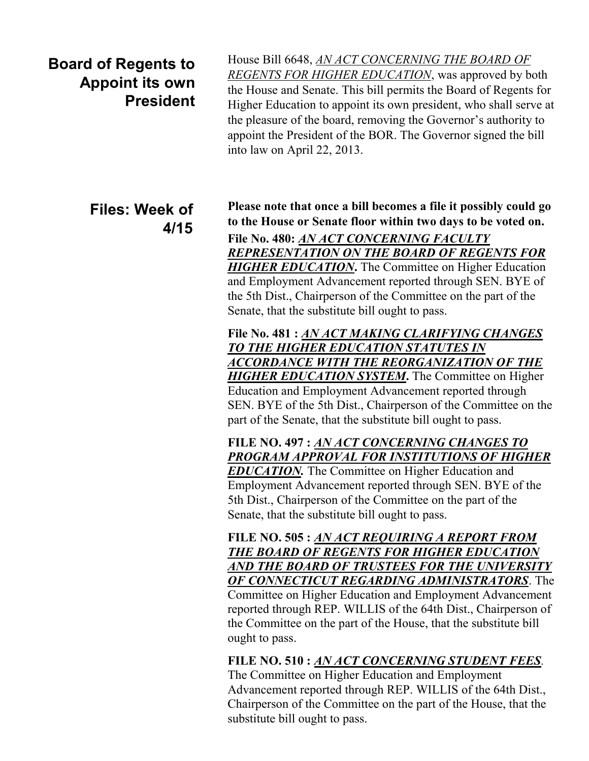## Board of Regents to Appoint its own President

House Bill 6648, *AN ACT CONCERNING THE BOARD OF REGENTS FOR HIGHER EDUCATION*, was approved by both the House and Senate. This bill permits the Board of Regents for Higher Education to appoint its own president, who shall serve at the pleasure of the board, removing the Governor's authority to appoint the President of the BOR. The Governor signed the bill into law on April 22, 2013.

## Files: Week of 4/15

**Please note that once a bill becomes a file it possibly could go to the House or Senate floor within two days to be voted on.**

**File No. 480: *AN ACT CONCERNING FACULTY REPRESENTATION ON THE BOARD OF REGENTS FOR HIGHER EDUCATION*.** The Committee on Higher Education and Employment Advancement reported through SEN. BYE of the 5th Dist., Chairperson of the Committee on the part of the Senate, that the substitute bill ought to pass.

**File No. 481 : *AN ACT MAKING CLARIFYING CHANGES TO THE HIGHER EDUCATION STATUTES IN ACCORDANCE WITH THE REORGANIZATION OF THE HIGHER EDUCATION SYSTEM*.** The Committee on Higher Education and Employment Advancement reported through SEN. BYE of the 5th Dist., Chairperson of the Committee on the part of the Senate, that the substitute bill ought to pass.

**FILE NO. 497 : *AN ACT CONCERNING CHANGES TO PROGRAM APPROVAL FOR INSTITUTIONS OF HIGHER EDUCATION.*** The Committee on Higher Education and Employment Advancement reported through SEN. BYE of the 5th Dist., Chairperson of the Committee on the part of the Senate, that the substitute bill ought to pass.

**FILE NO. 505 : *AN ACT REQUIRING A REPORT FROM THE BOARD OF REGENTS FOR HIGHER EDUCATION AND THE BOARD OF TRUSTEES FOR THE UNIVERSITY OF CONNECTICUT REGARDING ADMINISTRATORS*.** The Committee on Higher Education and Employment Advancement reported through REP. WILLIS of the 64th Dist., Chairperson of the Committee on the part of the House, that the substitute bill ought to pass.

**FILE NO. 510 : *AN ACT CONCERNING STUDENT FEES*.** The Committee on Higher Education and Employment Advancement reported through REP. WILLIS of the 64th Dist., Chairperson of the Committee on the part of the House, that the substitute bill ought to pass.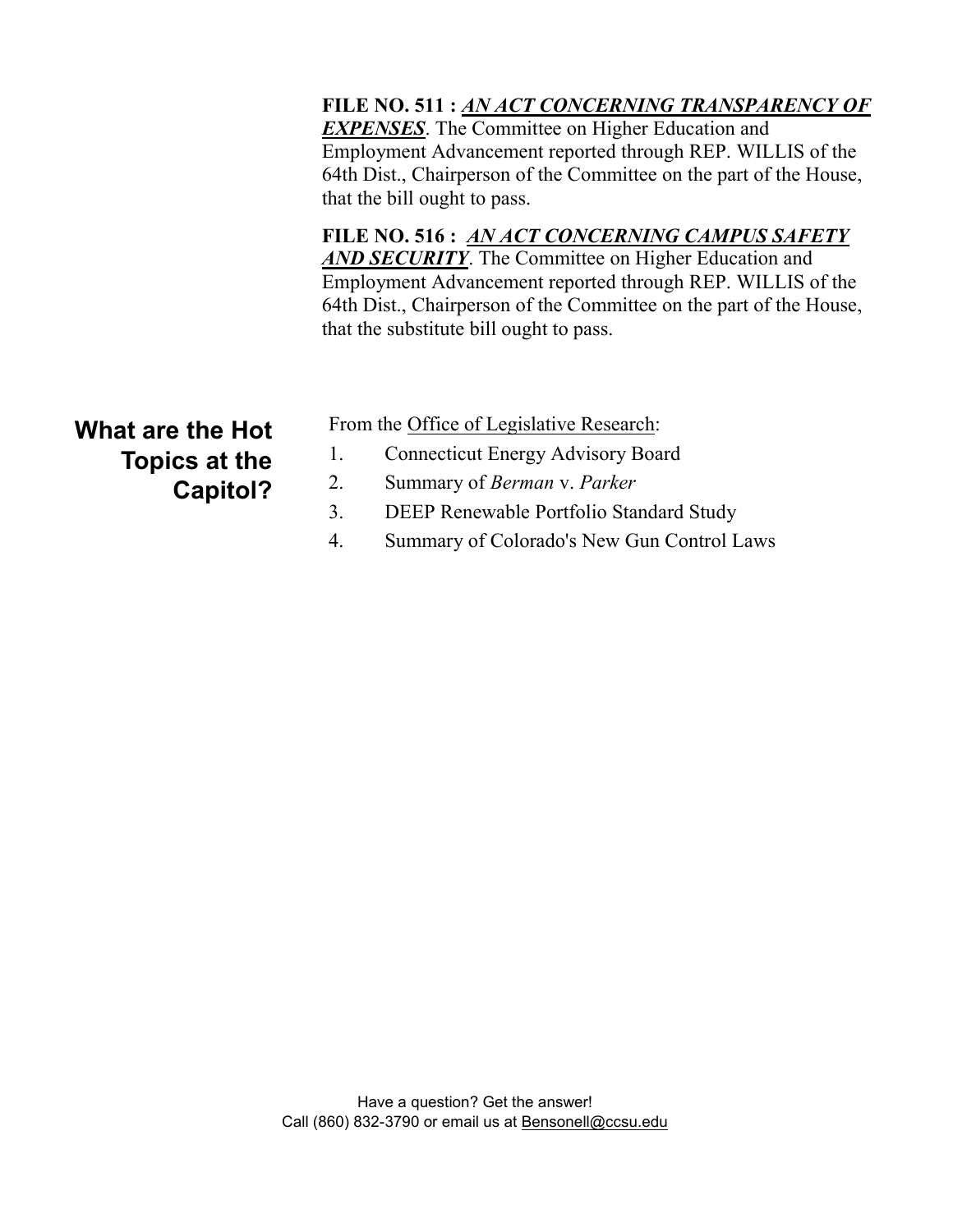**FILE NO. 511 :** ***AN ACT CONCERNING TRANSPARENCY OF EXPENSES***. The Committee on Higher Education and Employment Advancement reported through REP. WILLIS of the 64th Dist., Chairperson of the Committee on the part of the House, that the bill ought to pass.

**FILE NO. 516 :** ***AN ACT CONCERNING CAMPUS SAFETY AND SECURITY***. The Committee on Higher Education and Employment Advancement reported through REP. WILLIS of the 64th Dist., Chairperson of the Committee on the part of the House, that the substitute bill ought to pass.

## What are the Hot Topics at the Capitol?

From the Office of Legislative Research:

1. Connecticut Energy Advisory Board
2. Summary of *Berman* v. *Parker*
3. DEEP Renewable Portfolio Standard Study
4. Summary of Colorado's New Gun Control Laws

Have a question? Get the answer!
Call (860) 832-3790 or email us at Bensonell@ccsu.edu